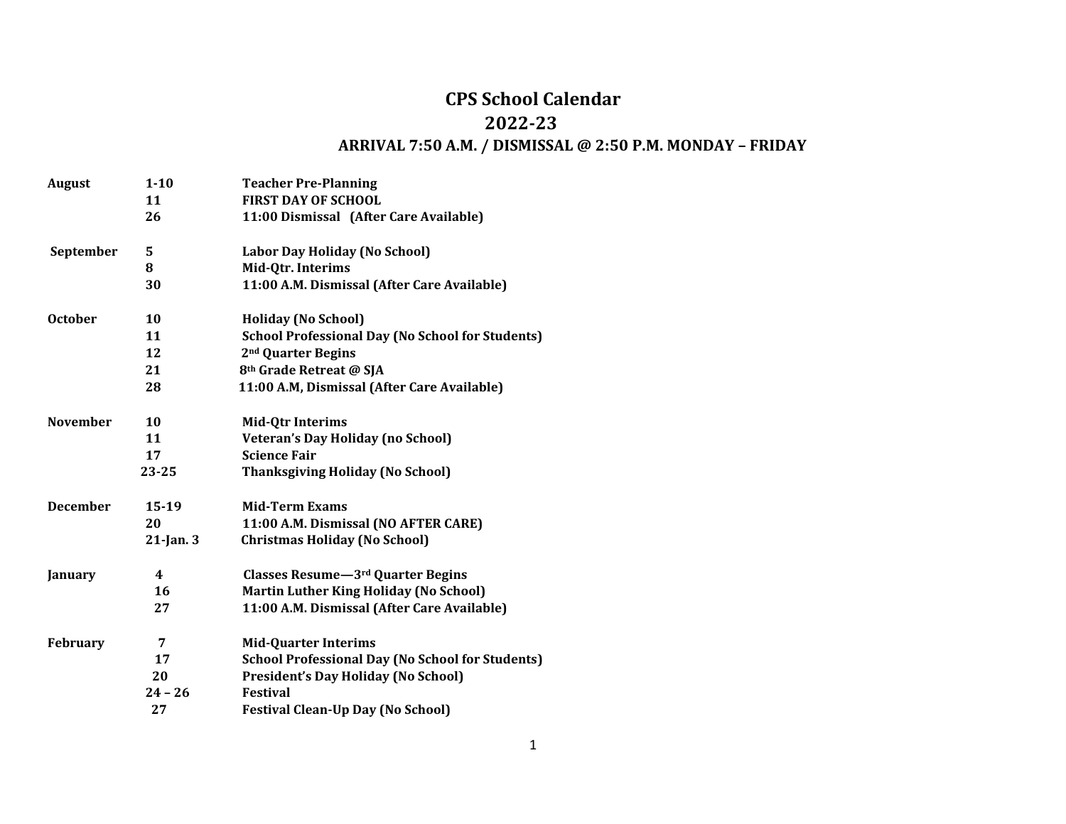# CPS School Calendar

## 2022-23

### ARRIVAL 7:50 A.M. / DISMISSAL @ 2:50 P.M. MONDAY – FRIDAY

| | | |
|---|---|---|
| **August** | **1-10** | **Teacher Pre-Planning** |
| | **11** | **FIRST DAY OF SCHOOL** |
| | **26** | **11:00 Dismissal (After Care Available)** |
| **September** | **5** | **Labor Day Holiday (No School)** |
| | **8** | **Mid-Qtr. Interims** |
| | **30** | **11:00 A.M. Dismissal (After Care Available)** |
| **October** | **10** | **Holiday (No School)** |
| | **11** | **School Professional Day (No School for Students)** |
| | **12** | **2nd Quarter Begins** |
| | **21** | **8th Grade Retreat @ SJA** |
| | **28** | **11:00 A.M, Dismissal (After Care Available)** |
| **November** | **10** | **Mid-Qtr Interims** |
| | **11** | **Veteran's Day Holiday (no School)** |
| | **17** | **Science Fair** |
| | **23-25** | **Thanksgiving Holiday (No School)** |
| **December** | **15-19** | **Mid-Term Exams** |
| | **20** | **11:00 A.M. Dismissal (NO AFTER CARE)** |
| | **21-Jan. 3** | **Christmas Holiday (No School)** |
| **January** | **4** | **Classes Resume—3rd Quarter Begins** |
| | **16** | **Martin Luther King Holiday (No School)** |
| | **27** | **11:00 A.M. Dismissal (After Care Available)** |
| **February** | **7** | **Mid-Quarter Interims** |
| | **17** | **School Professional Day (No School for Students)** |
| | **20** | **President's Day Holiday (No School)** |
| | **24 – 26** | **Festival** |
| | **27** | **Festival Clean-Up Day (No School)** |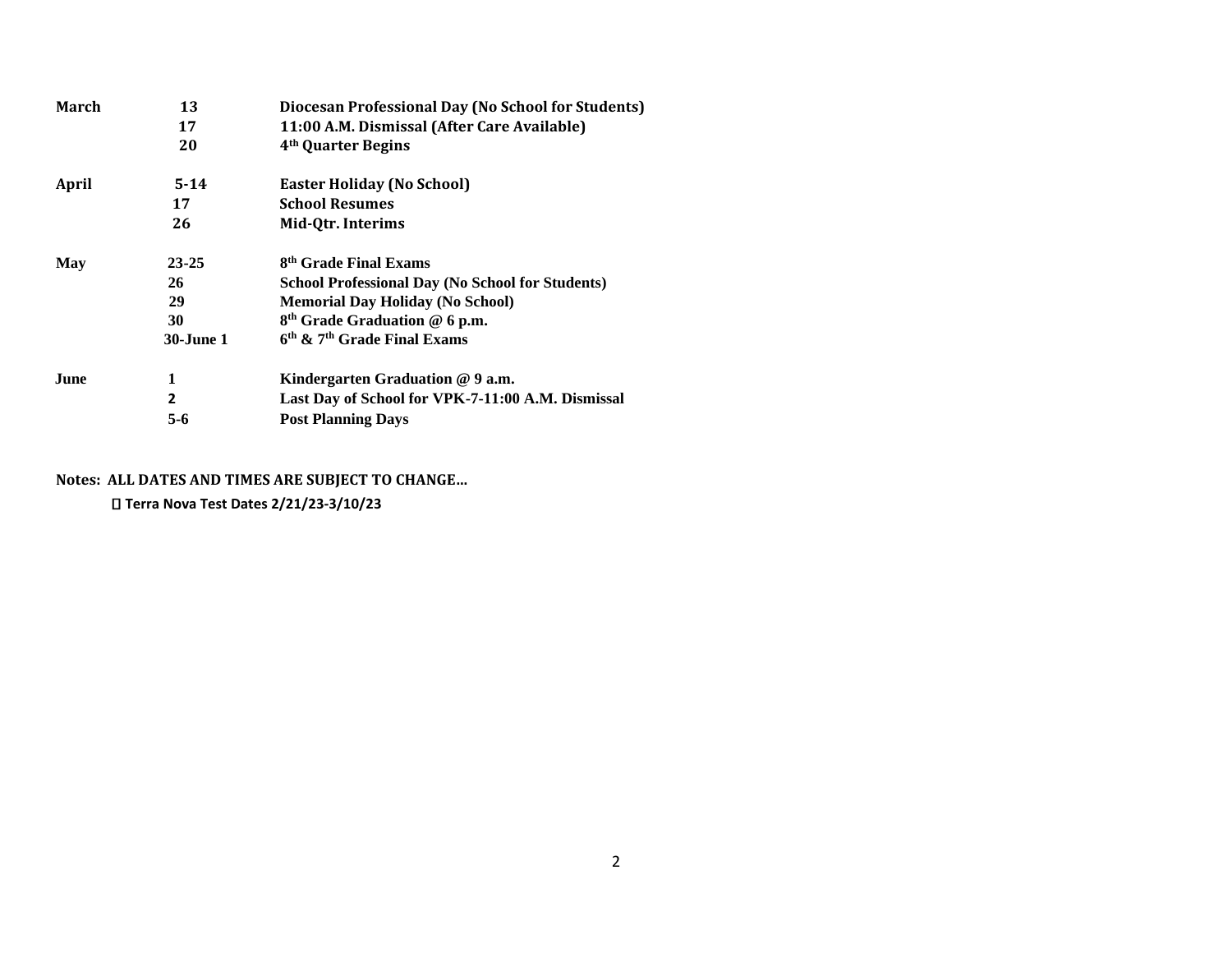| | | |
|---|---|---|
| **March** | **13** | **Diocesan Professional Day (No School for Students)** |
| | **17** | **11:00 A.M. Dismissal (After Care Available)** |
| | **20** | **4th Quarter Begins** |
| **April** | **5-14** | **Easter Holiday (No School)** |
| | **17** | **School Resumes** |
| | **26** | **Mid-Qtr. Interims** |
| **May** | **23-25** | **8th Grade Final Exams** |
| | **26** | **School Professional Day (No School for Students)** |
| | **29** | **Memorial Day Holiday (No School)** |
| | **30** | **8th Grade Graduation @ 6 p.m.** |
| | **30-June 1** | **6th & 7th Grade Final Exams** |
| **June** | **1** | **Kindergarten Graduation @ 9 a.m.** |
| | **2** | **Last Day of School for VPK-7-11:00 A.M. Dismissal** |
| | **5-6** | **Post Planning Days** |

**Notes: ALL DATES AND TIMES ARE SUBJECT TO CHANGE…**

- **Terra Nova Test Dates 2/21/23-3/10/23**